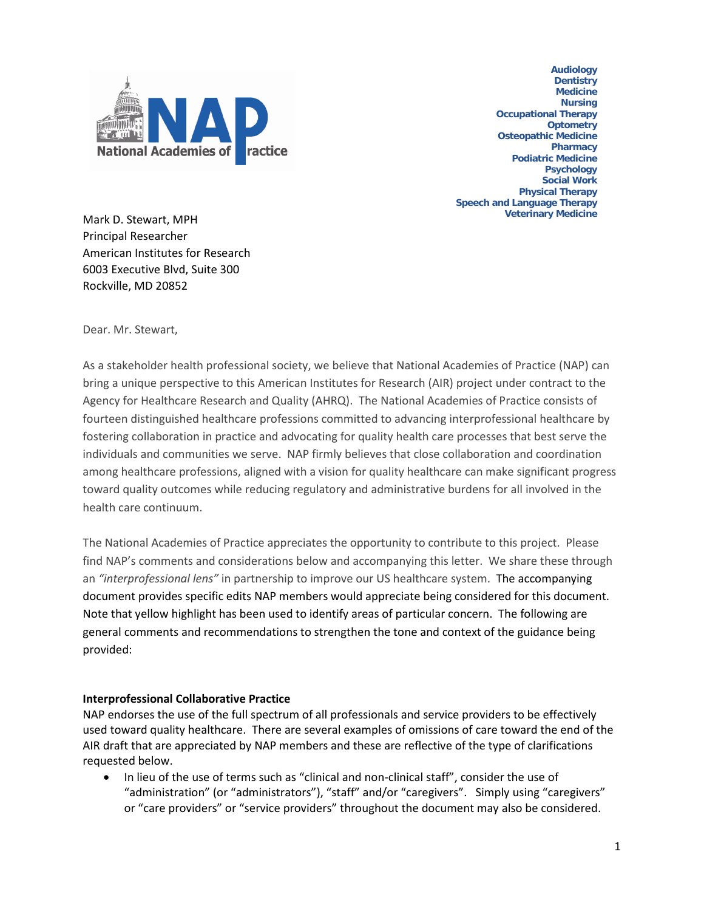National Academies of Practice

Audiology
Dentistry
Medicine
Nursing
Occupational Therapy
Optometry
Osteopathic Medicine
Pharmacy
Podiatric Medicine
Psychology
Social Work
Physical Therapy
Speech and Language Therapy
Veterinary Medicine

Mark D. Stewart, MPH
Principal Researcher
American Institutes for Research
6003 Executive Blvd, Suite 300
Rockville, MD 20852

Dear. Mr. Stewart,

As a stakeholder health professional society, we believe that National Academies of Practice (NAP) can bring a unique perspective to this American Institutes for Research (AIR) project under contract to the Agency for Healthcare Research and Quality (AHRQ). The National Academies of Practice consists of fourteen distinguished healthcare professions committed to advancing interprofessional healthcare by fostering collaboration in practice and advocating for quality health care processes that best serve the individuals and communities we serve. NAP firmly believes that close collaboration and coordination among healthcare professions, aligned with a vision for quality healthcare can make significant progress toward quality outcomes while reducing regulatory and administrative burdens for all involved in the health care continuum.

The National Academies of Practice appreciates the opportunity to contribute to this project. Please find NAP's comments and considerations below and accompanying this letter. We share these through an *"interprofessional lens"* in partnership to improve our US healthcare system. The accompanying document provides specific edits NAP members would appreciate being considered for this document. Note that yellow highlight has been used to identify areas of particular concern. The following are general comments and recommendations to strengthen the tone and context of the guidance being provided:

**Interprofessional Collaborative Practice**
NAP endorses the use of the full spectrum of all professionals and service providers to be effectively used toward quality healthcare. There are several examples of omissions of care toward the end of the AIR draft that are appreciated by NAP members and these are reflective of the type of clarifications requested below.

- In lieu of the use of terms such as "clinical and non-clinical staff", consider the use of "administration" (or "administrators"), "staff" and/or "caregivers". Simply using "caregivers" or "care providers" or "service providers" throughout the document may also be considered.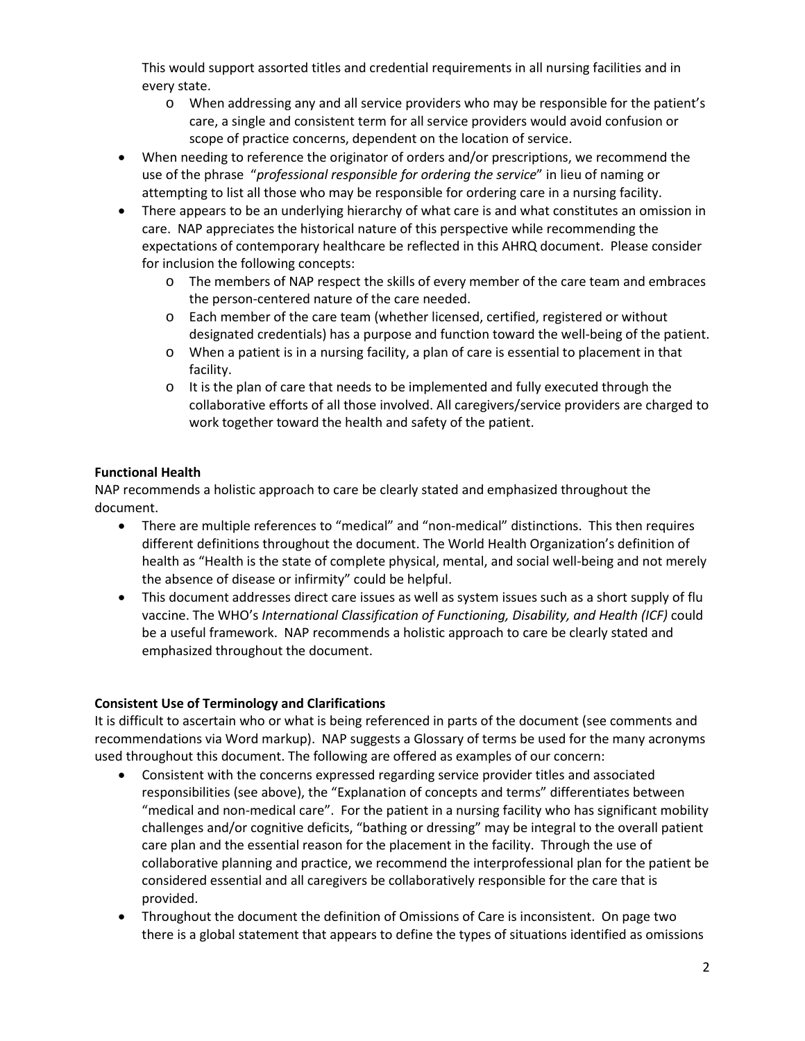This would support assorted titles and credential requirements in all nursing facilities and in every state.

  - When addressing any and all service providers who may be responsible for the patient's care, a single and consistent term for all service providers would avoid confusion or scope of practice concerns, dependent on the location of service.

- When needing to reference the originator of orders and/or prescriptions, we recommend the use of the phrase "*professional responsible for ordering the service*" in lieu of naming or attempting to list all those who may be responsible for ordering care in a nursing facility.
- There appears to be an underlying hierarchy of what care is and what constitutes an omission in care. NAP appreciates the historical nature of this perspective while recommending the expectations of contemporary healthcare be reflected in this AHRQ document. Please consider for inclusion the following concepts:
  - The members of NAP respect the skills of every member of the care team and embraces the person-centered nature of the care needed.
  - Each member of the care team (whether licensed, certified, registered or without designated credentials) has a purpose and function toward the well-being of the patient.
  - When a patient is in a nursing facility, a plan of care is essential to placement in that facility.
  - It is the plan of care that needs to be implemented and fully executed through the collaborative efforts of all those involved. All caregivers/service providers are charged to work together toward the health and safety of the patient.

**Functional Health**

NAP recommends a holistic approach to care be clearly stated and emphasized throughout the document.

- There are multiple references to "medical" and "non-medical" distinctions. This then requires different definitions throughout the document. The World Health Organization's definition of health as "Health is the state of complete physical, mental, and social well-being and not merely the absence of disease or infirmity" could be helpful.
- This document addresses direct care issues as well as system issues such as a short supply of flu vaccine. The WHO's *International Classification of Functioning, Disability, and Health (ICF)* could be a useful framework. NAP recommends a holistic approach to care be clearly stated and emphasized throughout the document.

**Consistent Use of Terminology and Clarifications**

It is difficult to ascertain who or what is being referenced in parts of the document (see comments and recommendations via Word markup). NAP suggests a Glossary of terms be used for the many acronyms used throughout this document. The following are offered as examples of our concern:

- Consistent with the concerns expressed regarding service provider titles and associated responsibilities (see above), the "Explanation of concepts and terms" differentiates between "medical and non-medical care". For the patient in a nursing facility who has significant mobility challenges and/or cognitive deficits, "bathing or dressing" may be integral to the overall patient care plan and the essential reason for the placement in the facility. Through the use of collaborative planning and practice, we recommend the interprofessional plan for the patient be considered essential and all caregivers be collaboratively responsible for the care that is provided.
- Throughout the document the definition of Omissions of Care is inconsistent. On page two there is a global statement that appears to define the types of situations identified as omissions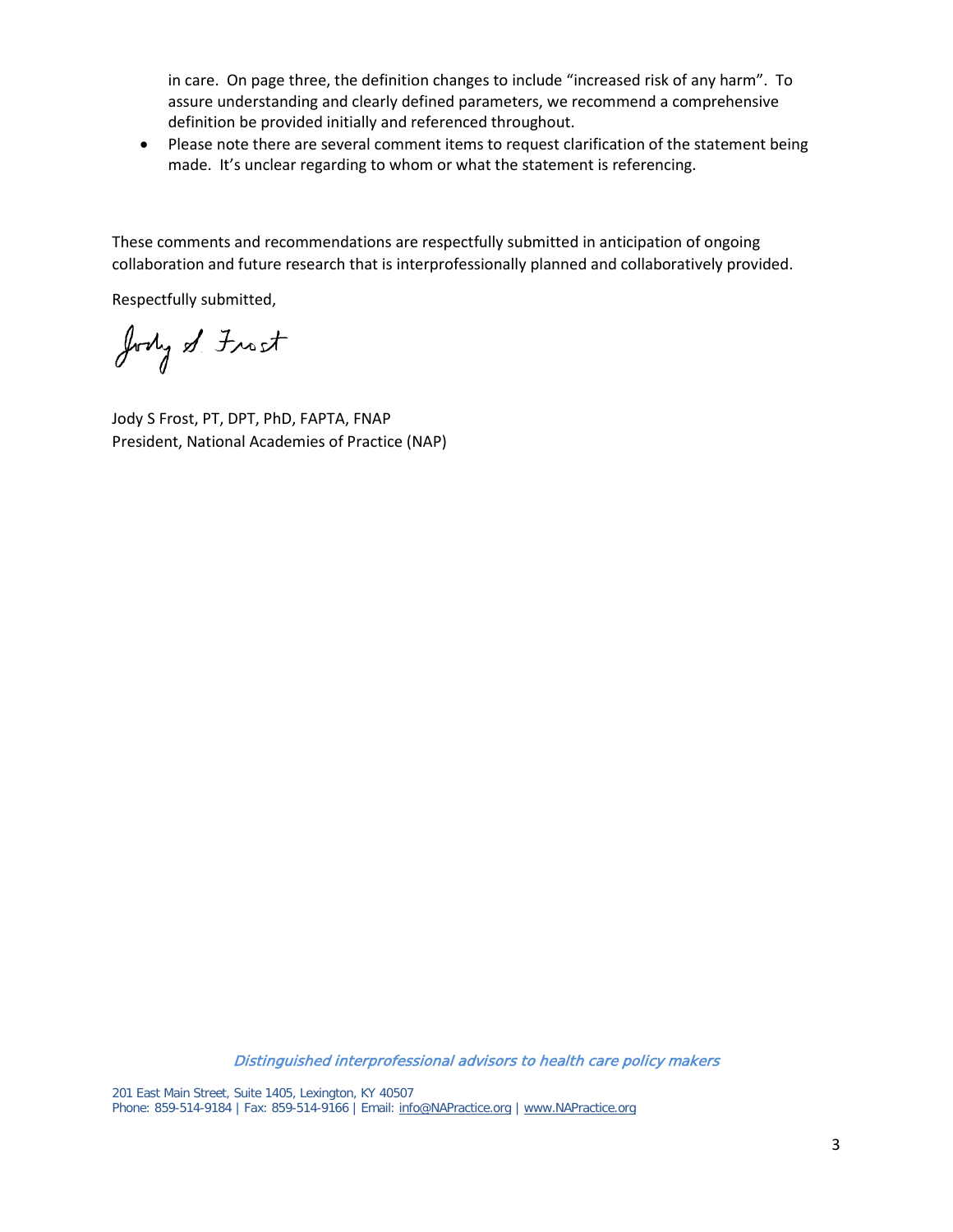in care. On page three, the definition changes to include “increased risk of any harm”. To assure understanding and clearly defined parameters, we recommend a comprehensive definition be provided initially and referenced throughout.

- Please note there are several comment items to request clarification of the statement being made. It’s unclear regarding to whom or what the statement is referencing.

These comments and recommendations are respectfully submitted in anticipation of ongoing collaboration and future research that is interprofessionally planned and collaboratively provided.

Respectfully submitted,

Jody S. Frost

Jody S Frost, PT, DPT, PhD, FAPTA, FNAP
President, National Academies of Practice (NAP)

*Distinguished interprofessional advisors to health care policy makers*

201 East Main Street, Suite 1405, Lexington, KY 40507
Phone: 859-514-9184 | Fax: 859-514-9166 | Email: info@NAPractice.org | www.NAPractice.org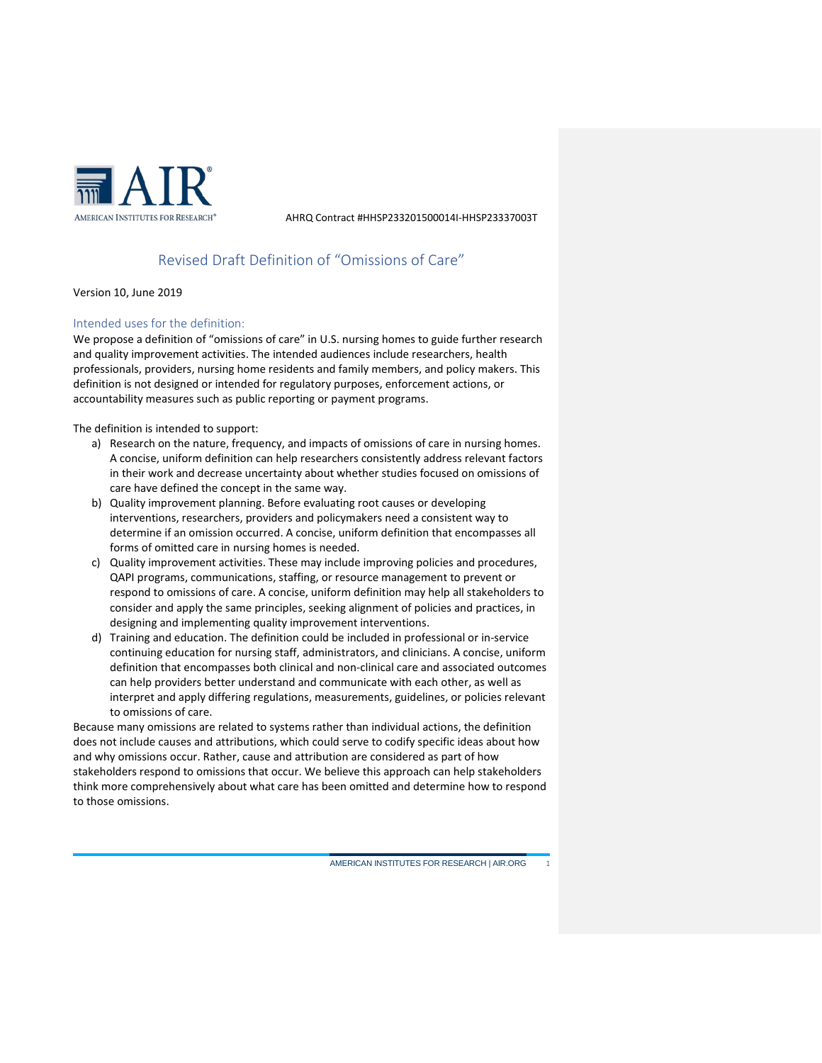AHRQ Contract #HHSP233201500014I-HHSP23337003T

## Revised Draft Definition of "Omissions of Care"

Version 10, June 2019

### Intended uses for the definition:

We propose a definition of "omissions of care" in U.S. nursing homes to guide further research and quality improvement activities. The intended audiences include researchers, health professionals, providers, nursing home residents and family members, and policy makers. This definition is not designed or intended for regulatory purposes, enforcement actions, or accountability measures such as public reporting or payment programs.

The definition is intended to support:

a) Research on the nature, frequency, and impacts of omissions of care in nursing homes. A concise, uniform definition can help researchers consistently address relevant factors in their work and decrease uncertainty about whether studies focused on omissions of care have defined the concept in the same way.
b) Quality improvement planning. Before evaluating root causes or developing interventions, researchers, providers and policymakers need a consistent way to determine if an omission occurred. A concise, uniform definition that encompasses all forms of omitted care in nursing homes is needed.
c) Quality improvement activities. These may include improving policies and procedures, QAPI programs, communications, staffing, or resource management to prevent or respond to omissions of care. A concise, uniform definition may help all stakeholders to consider and apply the same principles, seeking alignment of policies and practices, in designing and implementing quality improvement interventions.
d) Training and education. The definition could be included in professional or in-service continuing education for nursing staff, administrators, and clinicians. A concise, uniform definition that encompasses both clinical and non-clinical care and associated outcomes can help providers better understand and communicate with each other, as well as interpret and apply differing regulations, measurements, guidelines, or policies relevant to omissions of care.

Because many omissions are related to systems rather than individual actions, the definition does not include causes and attributions, which could serve to codify specific ideas about how and why omissions occur. Rather, cause and attribution are considered as part of how stakeholders respond to omissions that occur. We believe this approach can help stakeholders think more comprehensively about what care has been omitted and determine how to respond to those omissions.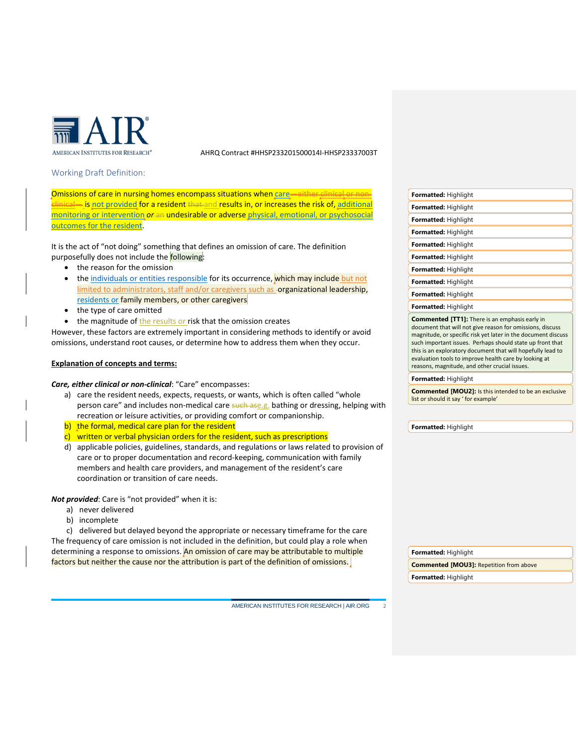Working Draft Definition:

Omissions of care in nursing homes encompass situations when care is not provided for a resident and results in, or increases the risk of, additional monitoring or intervention *or* undesirable or adverse physical, emotional, or psychosocial outcomes for the resident.

It is the act of "not doing" something that defines an omission of care. The definition purposefully does not include the following:

- the reason for the omission
- the individuals or entities responsible for its occurrence, which may include but not limited to administrators, staff and/or caregivers such as organizational leadership, residents or family members, or other caregivers
- the type of care omitted
- the magnitude of the results or risk that the omission creates

However, these factors are extremely important in considering methods to identify or avoid omissions, understand root causes, or determine how to address them when they occur.

**Explanation of concepts and terms:**

***Care, either clinical or non-clinical***: "Care" encompasses:

a) care the resident needs, expects, requests, or wants, which is often called "whole person care" and includes non-medical care e.g. bathing or dressing, helping with recreation or leisure activities, or providing comfort or companionship.
b) the formal, medical care plan for the resident
c) written or verbal physician orders for the resident, such as prescriptions
d) applicable policies, guidelines, standards, and regulations or laws related to provision of care or to proper documentation and record-keeping, communication with family members and health care providers, and management of the resident's care coordination or transition of care needs.

***Not provided***: Care is "not provided" when it is:

a) never delivered
b) incomplete
c) delivered but delayed beyond the appropriate or necessary timeframe for the care

The frequency of care omission is not included in the definition, but could play a role when determining a response to omissions. An omission of care may be attributable to multiple factors but neither the cause nor the attribution is part of the definition of omissions.

> **Commented [TT1]:** There is an emphasis early in document that will not give reason for omissions, discuss magnitude, or specific risk yet later in the document discuss such important issues. Perhaps should state up front that this is an exploratory document that will hopefully lead to evaluation tools to improve health care by looking at reasons, magnitude, and other crucial issues.

> **Commented [MOU2]:** Is this intended to be an exclusive list or should it say ' for example'

> **Commented [MOU3]:** Repetition from above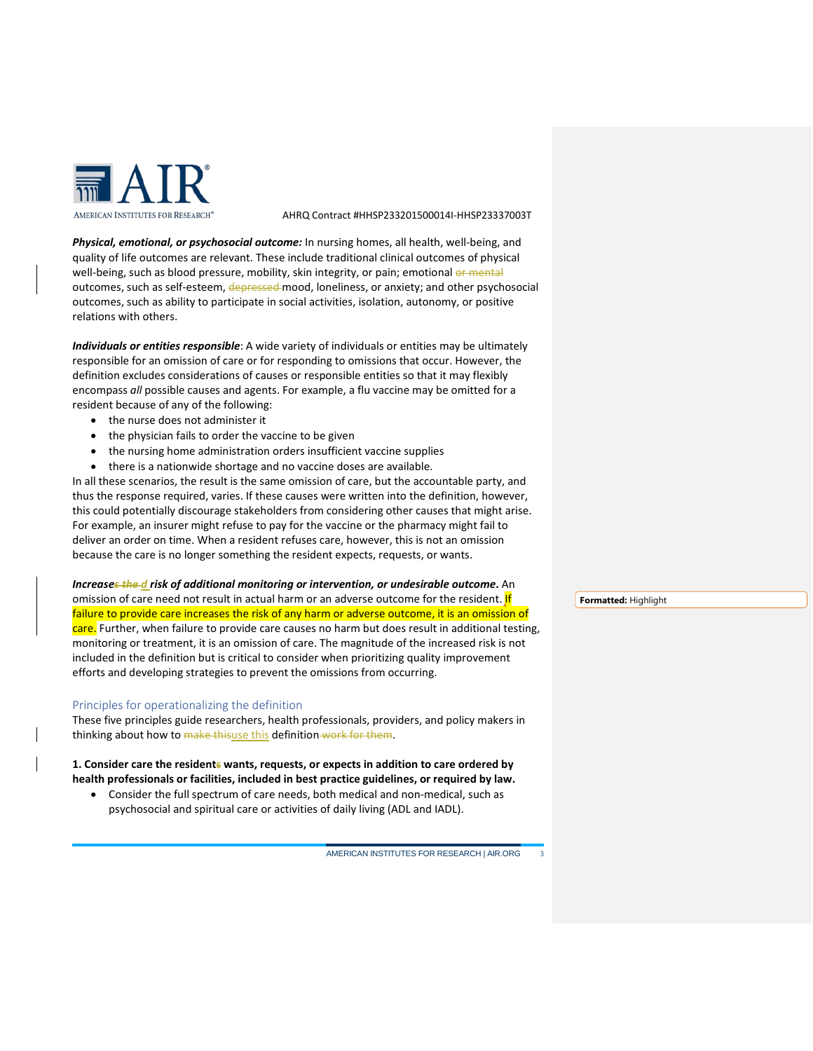***Physical, emotional, or psychosocial outcome:*** In nursing homes, all health, well-being, and quality of life outcomes are relevant. These include traditional clinical outcomes of physical well-being, such as blood pressure, mobility, skin integrity, or pain; emotional ~~or mental~~ outcomes, such as self-esteem, ~~depressed~~ mood, loneliness, or anxiety; and other psychosocial outcomes, such as ability to participate in social activities, isolation, autonomy, or positive relations with others.

***Individuals or entities responsible***: A wide variety of individuals or entities may be ultimately responsible for an omission of care or for responding to omissions that occur. However, the definition excludes considerations of causes or responsible entities so that it may flexibly encompass *all* possible causes and agents. For example, a flu vaccine may be omitted for a resident because of any of the following:

- the nurse does not administer it
- the physician fails to order the vaccine to be given
- the nursing home administration orders insufficient vaccine supplies
- there is a nationwide shortage and no vaccine doses are available.

In all these scenarios, the result is the same omission of care, but the accountable party, and thus the response required, varies. If these causes were written into the definition, however, this could potentially discourage stakeholders from considering other causes that might arise. For example, an insurer might refuse to pay for the vaccine or the pharmacy might fail to deliver an order on time. When a resident refuses care, however, this is not an omission because the care is no longer something the resident expects, requests, or wants.

***Increase~~s the~~ d risk of additional monitoring or intervention, or undesirable outcome.*** An omission of care need not result in actual harm or an adverse outcome for the resident. If failure to provide care increases the risk of any harm or adverse outcome, it is an omission of care. Further, when failure to provide care causes no harm but does result in additional testing, monitoring or treatment, it is an omission of care. The magnitude of the increased risk is not included in the definition but is critical to consider when prioritizing quality improvement efforts and developing strategies to prevent the omissions from occurring.

## Principles for operationalizing the definition

These five principles guide researchers, health professionals, providers, and policy makers in thinking about how to ~~make this~~use this definition ~~work for them~~.

**1. Consider care the resident~~s~~ wants, requests, or expects in addition to care ordered by health professionals or facilities, included in best practice guidelines, or required by law.**

- Consider the full spectrum of care needs, both medical and non-medical, such as psychosocial and spiritual care or activities of daily living (ADL and IADL).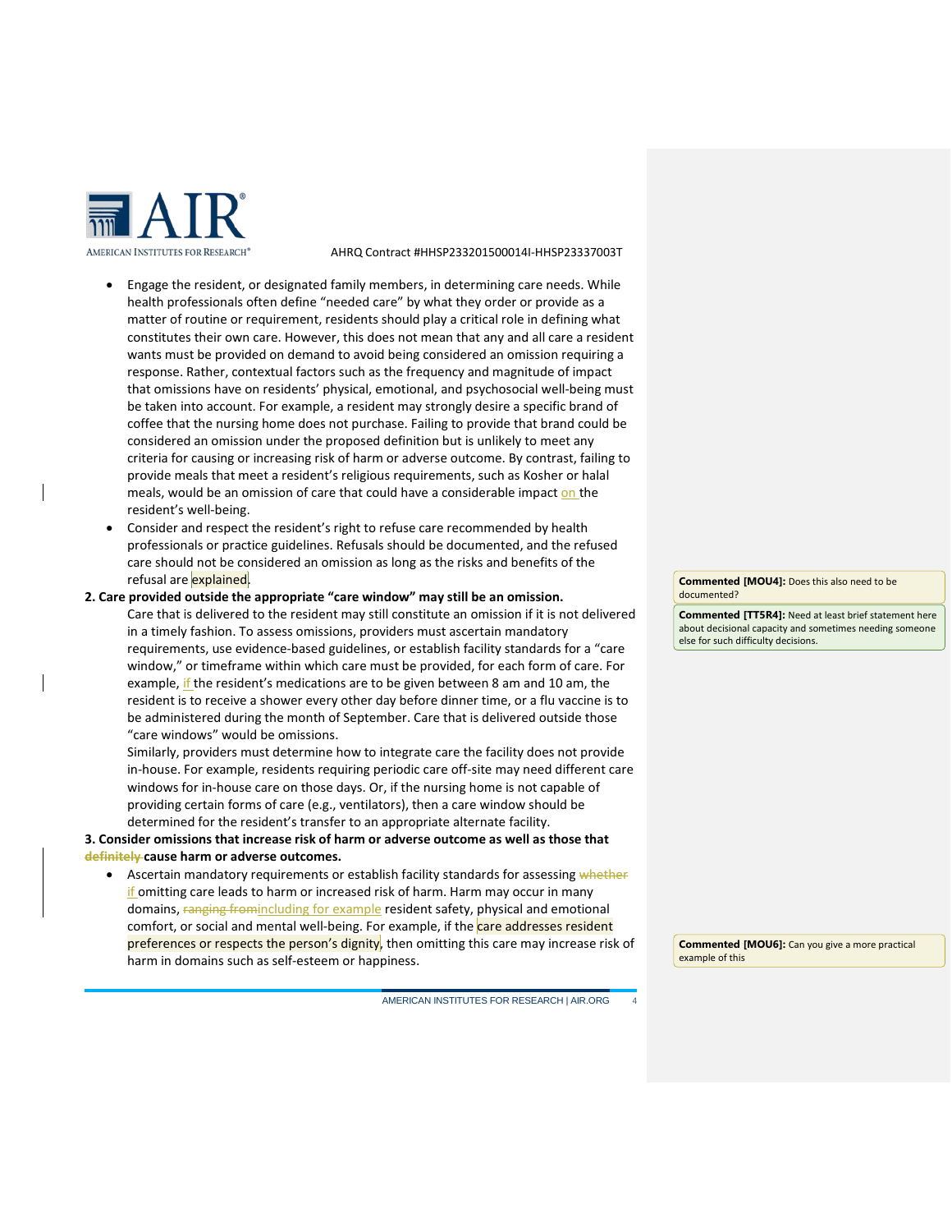- Engage the resident, or designated family members, in determining care needs. While health professionals often define "needed care" by what they order or provide as a matter of routine or requirement, residents should play a critical role in defining what constitutes their own care. However, this does not mean that any and all care a resident wants must be provided on demand to avoid being considered an omission requiring a response. Rather, contextual factors such as the frequency and magnitude of impact that omissions have on residents' physical, emotional, and psychosocial well-being must be taken into account. For example, a resident may strongly desire a specific brand of coffee that the nursing home does not purchase. Failing to provide that brand could be considered an omission under the proposed definition but is unlikely to meet any criteria for causing or increasing risk of harm or adverse outcome. By contrast, failing to provide meals that meet a resident's religious requirements, such as Kosher or halal meals, would be an omission of care that could have a considerable impact on the resident's well-being.
- Consider and respect the resident's right to refuse care recommended by health professionals or practice guidelines. Refusals should be documented, and the refused care should not be considered an omission as long as the risks and benefits of the refusal are explained.

**2. Care provided outside the appropriate "care window" may still be an omission.**

Care that is delivered to the resident may still constitute an omission if it is not delivered in a timely fashion. To assess omissions, providers must ascertain mandatory requirements, use evidence-based guidelines, or establish facility standards for a "care window," or timeframe within which care must be provided, for each form of care. For example, if the resident's medications are to be given between 8 am and 10 am, the resident is to receive a shower every other day before dinner time, or a flu vaccine is to be administered during the month of September. Care that is delivered outside those "care windows" would be omissions.

Similarly, providers must determine how to integrate care the facility does not provide in-house. For example, residents requiring periodic care off-site may need different care windows for in-house care on those days. Or, if the nursing home is not capable of providing certain forms of care (e.g., ventilators), then a care window should be determined for the resident's transfer to an appropriate alternate facility.

**3. Consider omissions that increase risk of harm or adverse outcome as well as those that ~~definitely~~ cause harm or adverse outcomes.**

- Ascertain mandatory requirements or establish facility standards for assessing ~~whether~~ if omitting care leads to harm or increased risk of harm. Harm may occur in many domains, ~~ranging from~~including for example resident safety, physical and emotional comfort, or social and mental well-being. For example, if the care addresses resident preferences or respects the person's dignity, then omitting this care may increase risk of harm in domains such as self-esteem or happiness.

**Commented [MOU4]:** Does this also need to be documented?

**Commented [TT5R4]:** Need at least brief statement here about decisional capacity and sometimes needing someone else for such difficulty decisions.

**Commented [MOU6]:** Can you give a more practical example of this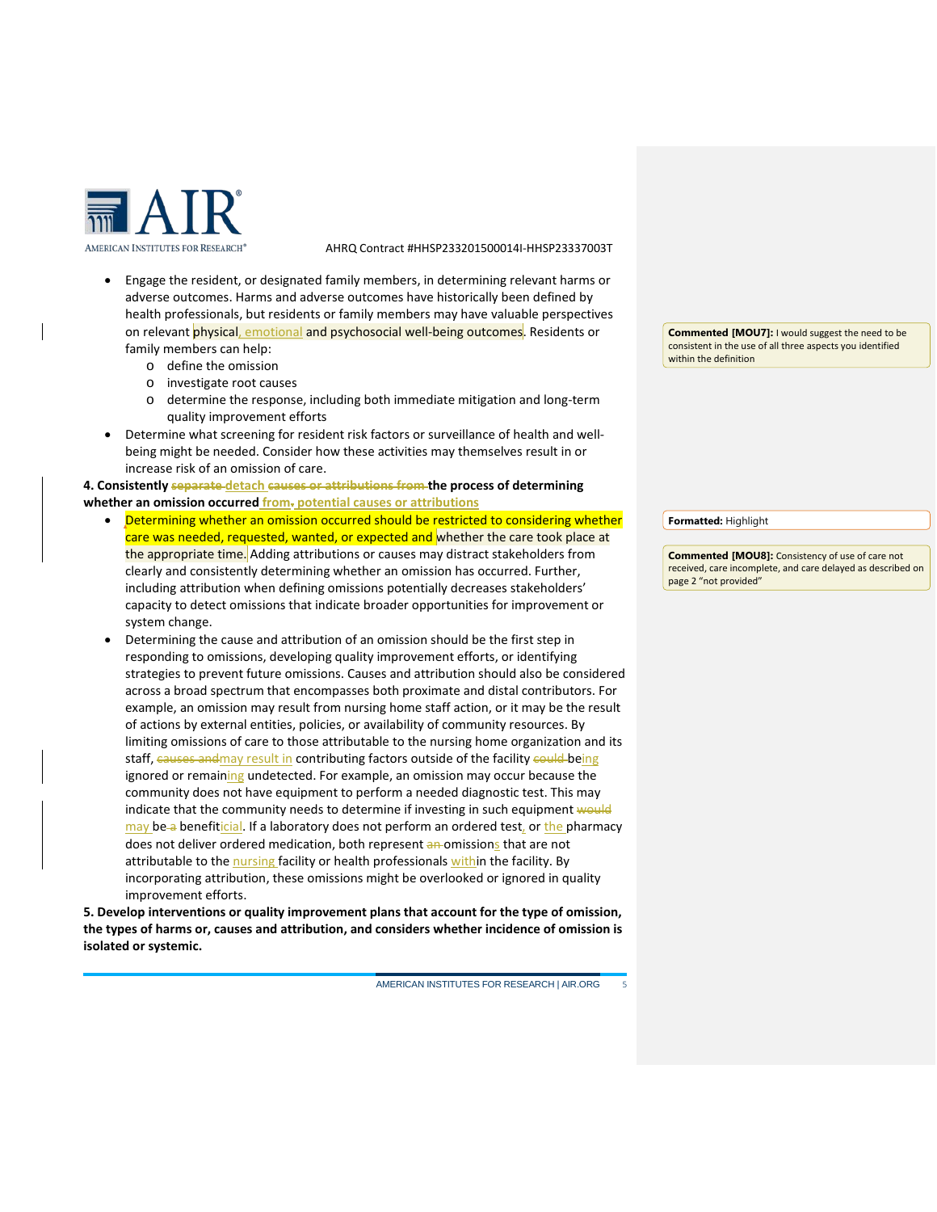- Engage the resident, or designated family members, in determining relevant harms or adverse outcomes. Harms and adverse outcomes have historically been defined by health professionals, but residents or family members may have valuable perspectives on relevant physical, emotional and psychosocial well-being outcomes. Residents or family members can help:
  - define the omission
  - investigate root causes
  - determine the response, including both immediate mitigation and long-term quality improvement efforts
- Determine what screening for resident risk factors or surveillance of health and well-being might be needed. Consider how these activities may themselves result in or increase risk of an omission of care.

**4. Consistently ~~separate~~ detach ~~causes or attributions from~~ the process of determining whether an omission occurred from, potential causes or attributions**

- Determining whether an omission occurred should be restricted to considering whether care was needed, requested, wanted, or expected and whether the care took place at the appropriate time. Adding attributions or causes may distract stakeholders from clearly and consistently determining whether an omission has occurred. Further, including attribution when defining omissions potentially decreases stakeholders' capacity to detect omissions that indicate broader opportunities for improvement or system change.
- Determining the cause and attribution of an omission should be the first step in responding to omissions, developing quality improvement efforts, or identifying strategies to prevent future omissions. Causes and attribution should also be considered across a broad spectrum that encompasses both proximate and distal contributors. For example, an omission may result from nursing home staff action, or it may be the result of actions by external entities, policies, or availability of community resources. By limiting omissions of care to those attributable to the nursing home organization and its staff, ~~causes and~~ may result in contributing factors outside of the facility ~~could~~ being ignored or remaining undetected. For example, an omission may occur because the community does not have equipment to perform a needed diagnostic test. This may indicate that the community needs to determine if investing in such equipment ~~would~~ may be ~~a~~ beneficial. If a laboratory does not perform an ordered test, or the pharmacy does not deliver ordered medication, both represent ~~an~~ omissions that are not attributable to the nursing facility or health professionals within the facility. By incorporating attribution, these omissions might be overlooked or ignored in quality improvement efforts.

**5. Develop interventions or quality improvement plans that account for the type of omission, the types of harms or, causes and attribution, and considers whether incidence of omission is isolated or systemic.**

**Commented [MOU7]:** I would suggest the need to be consistent in the use of all three aspects you identified within the definition

**Formatted:** Highlight

**Commented [MOU8]:** Consistency of use of care not received, care incomplete, and care delayed as described on page 2 "not provided"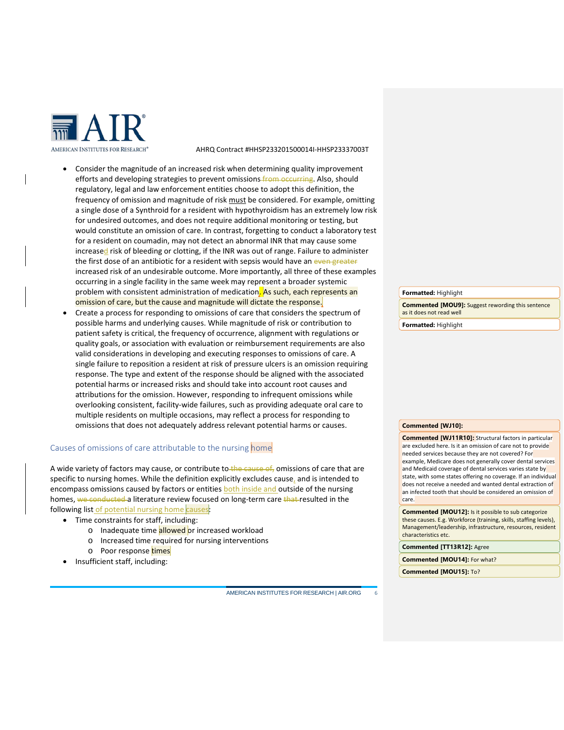- Consider the magnitude of an increased risk when determining quality improvement efforts and developing strategies to prevent omissions from occurring. Also, should regulatory, legal and law enforcement entities choose to adopt this definition, the frequency of omission and magnitude of risk must be considered. For example, omitting a single dose of a Synthroid for a resident with hypothyroidism has an extremely low risk for undesired outcomes, and does not require additional monitoring or testing, but would constitute an omission of care. In contrast, forgetting to conduct a laboratory test for a resident on coumadin, may not detect an abnormal INR that may cause some increased risk of bleeding or clotting, if the INR was out of range. Failure to administer the first dose of an antibiotic for a resident with sepsis would have an even greater increased risk of an undesirable outcome. More importantly, all three of these examples occurring in a single facility in the same week may represent a broader systemic problem with consistent administration of medication. As such, each represents an omission of care, but the cause and magnitude will dictate the response.
- Create a process for responding to omissions of care that considers the spectrum of possible harms and underlying causes. While magnitude of risk or contribution to patient safety is critical, the frequency of occurrence, alignment with regulations or quality goals, or association with evaluation or reimbursement requirements are also valid considerations in developing and executing responses to omissions of care. A single failure to reposition a resident at risk of pressure ulcers is an omission requiring response. The type and extent of the response should be aligned with the associated potential harms or increased risks and should take into account root causes and attributions for the omission. However, responding to infrequent omissions while overlooking consistent, facility-wide failures, such as providing adequate oral care to multiple residents on multiple occasions, may reflect a process for responding to omissions that does not adequately address relevant potential harms or causes.

## Causes of omissions of care attributable to the nursing home

A wide variety of factors may cause, or contribute to the cause of, omissions of care that are specific to nursing homes. While the definition explicitly excludes cause, and is intended to encompass omissions caused by factors or entities both inside and outside of the nursing homes, we conducted a literature review focused on long-term care that resulted in the following list of potential nursing home causes:

- Time constraints for staff, including:
  - Inadequate time allowed or increased workload
  - Increased time required for nursing interventions
  - Poor response times
- Insufficient staff, including:

Formatted: Highlight

Commented [MOU9]: Suggest rewording this sentence as it does not read well

Formatted: Highlight

Commented [WJ10]:

Commented [WJ11R10]: Structural factors in particular are excluded here. Is it an omission of care not to provide needed services because they are not covered? For example, Medicare does not generally cover dental services and Medicaid coverage of dental services varies state by state, with some states offering no coverage. If an individual does not receive a needed and wanted dental extraction of an infected tooth that should be considered an omission of care.

Commented [MOU12]: Is it possible to sub categorize these causes. E.g. Workforce (training, skills, staffing levels), Management/leadership, infrastructure, resources, resident characteristics etc.

Commented [TT13R12]: Agree

Commented [MOU14]: For what?

Commented [MOU15]: To?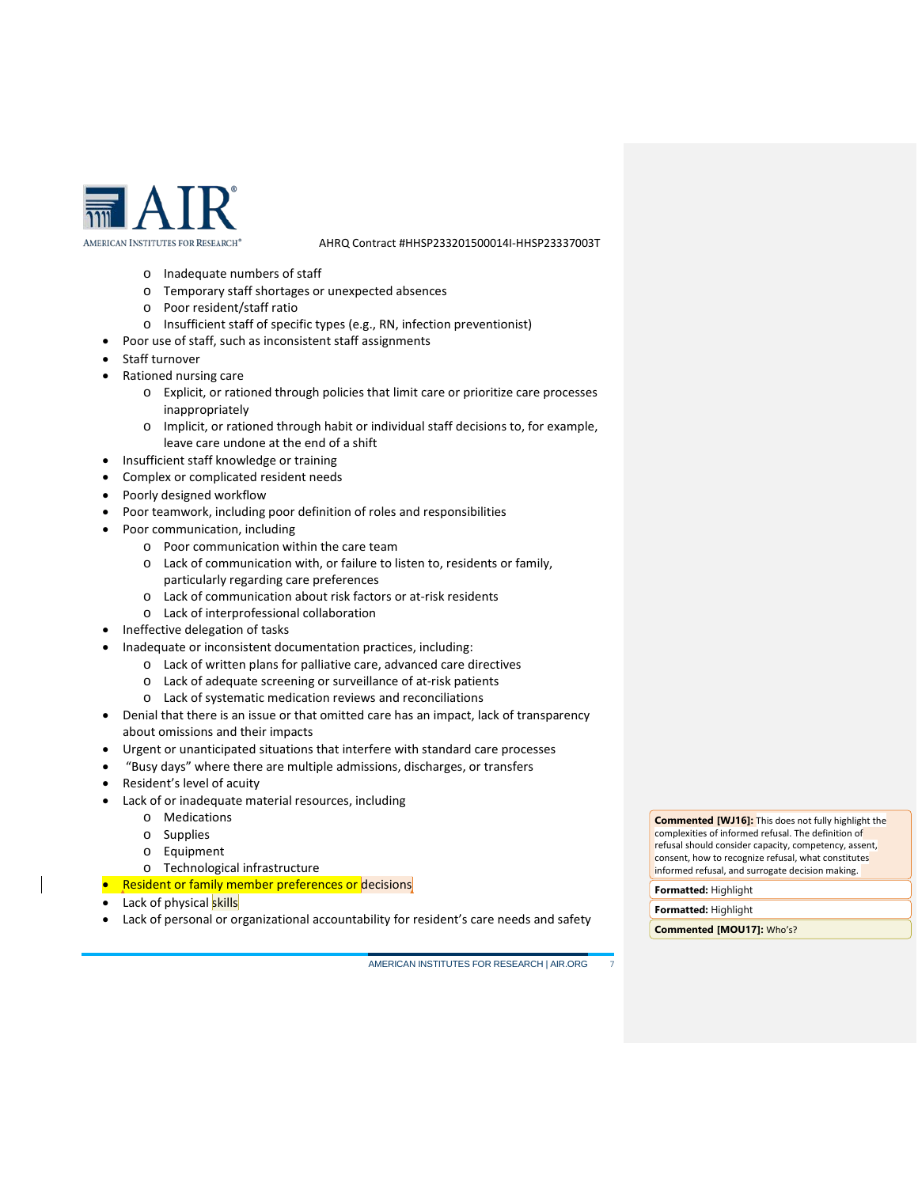- Inadequate numbers of staff
    - Temporary staff shortages or unexpected absences
    - Poor resident/staff ratio
    - Insufficient staff of specific types (e.g., RN, infection preventionist)
- Poor use of staff, such as inconsistent staff assignments
- Staff turnover
- Rationed nursing care
    - Explicit, or rationed through policies that limit care or prioritize care processes inappropriately
    - Implicit, or rationed through habit or individual staff decisions to, for example, leave care undone at the end of a shift
- Insufficient staff knowledge or training
- Complex or complicated resident needs
- Poorly designed workflow
- Poor teamwork, including poor definition of roles and responsibilities
- Poor communication, including
    - Poor communication within the care team
    - Lack of communication with, or failure to listen to, residents or family, particularly regarding care preferences
    - Lack of communication about risk factors or at-risk residents
    - Lack of interprofessional collaboration
- Ineffective delegation of tasks
- Inadequate or inconsistent documentation practices, including:
    - Lack of written plans for palliative care, advanced care directives
    - Lack of adequate screening or surveillance of at-risk patients
    - Lack of systematic medication reviews and reconciliations
- Denial that there is an issue or that omitted care has an impact, lack of transparency about omissions and their impacts
- Urgent or unanticipated situations that interfere with standard care processes
- "Busy days" where there are multiple admissions, discharges, or transfers
- Resident's level of acuity
- Lack of or inadequate material resources, including
    - Medications
    - Supplies
    - Equipment
    - Technological infrastructure
- Resident or family member preferences or decisions
- Lack of physical skills
- Lack of personal or organizational accountability for resident's care needs and safety

**Commented [WJ16]:** This does not fully highlight the complexities of informed refusal. The definition of refusal should consider capacity, competency, assent, consent, how to recognize refusal, what constitutes informed refusal, and surrogate decision making.

**Formatted:** Highlight

**Formatted:** Highlight

**Commented [MOU17]:** Who's?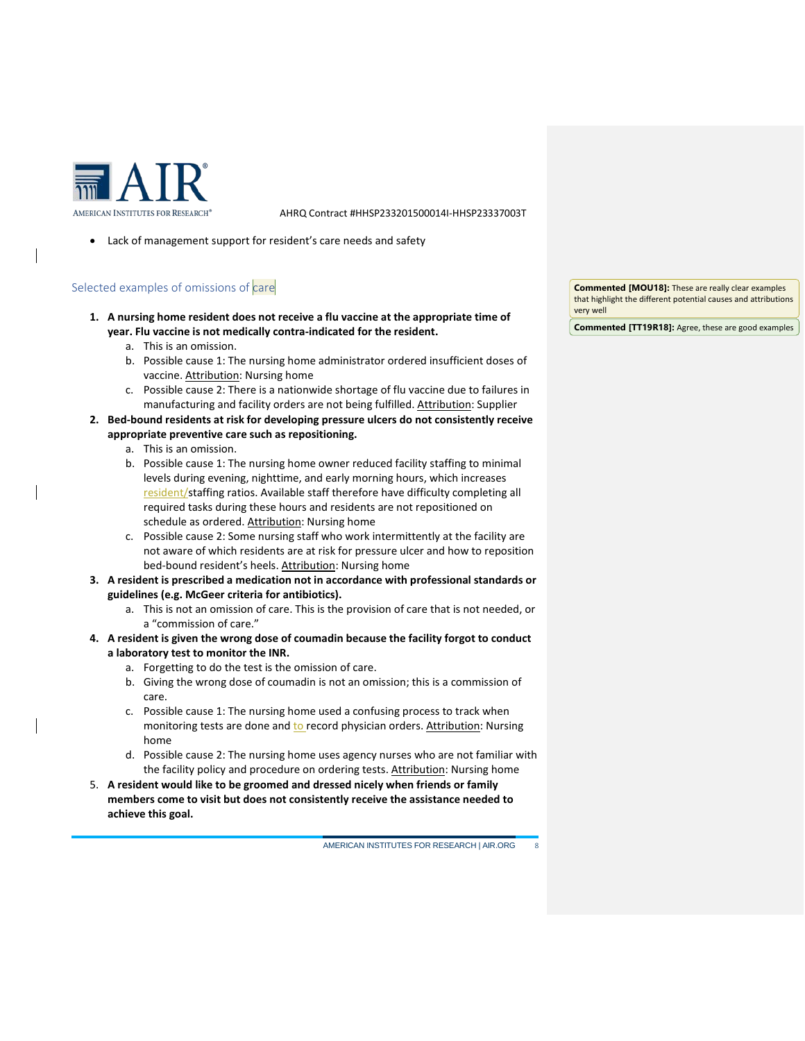- Lack of management support for resident's care needs and safety

### Selected examples of omissions of care

> **Commented [MOU18]:** These are really clear examples that highlight the different potential causes and attributions very well
>
> **Commented [TT19R18]:** Agree, these are good examples

1. **A nursing home resident does not receive a flu vaccine at the appropriate time of year. Flu vaccine is not medically contra-indicated for the resident.**
   a. This is an omission.
   b. Possible cause 1: The nursing home administrator ordered insufficient doses of vaccine. Attribution: Nursing home
   c. Possible cause 2: There is a nationwide shortage of flu vaccine due to failures in manufacturing and facility orders are not being fulfilled. Attribution: Supplier
2. **Bed-bound residents at risk for developing pressure ulcers do not consistently receive appropriate preventive care such as repositioning.**
   a. This is an omission.
   b. Possible cause 1: The nursing home owner reduced facility staffing to minimal levels during evening, nighttime, and early morning hours, which increases resident/staffing ratios. Available staff therefore have difficulty completing all required tasks during these hours and residents are not repositioned on schedule as ordered. Attribution: Nursing home
   c. Possible cause 2: Some nursing staff who work intermittently at the facility are not aware of which residents are at risk for pressure ulcer and how to reposition bed-bound resident's heels. Attribution: Nursing home
3. **A resident is prescribed a medication not in accordance with professional standards or guidelines (e.g. McGeer criteria for antibiotics).**
   a. This is not an omission of care. This is the provision of care that is not needed, or a "commission of care."
4. **A resident is given the wrong dose of coumadin because the facility forgot to conduct a laboratory test to monitor the INR.**
   a. Forgetting to do the test is the omission of care.
   b. Giving the wrong dose of coumadin is not an omission; this is a commission of care.
   c. Possible cause 1: The nursing home used a confusing process to track when monitoring tests are done and to record physician orders. Attribution: Nursing home
   d. Possible cause 2: The nursing home uses agency nurses who are not familiar with the facility policy and procedure on ordering tests. Attribution: Nursing home
5. **A resident would like to be groomed and dressed nicely when friends or family members come to visit but does not consistently receive the assistance needed to achieve this goal.**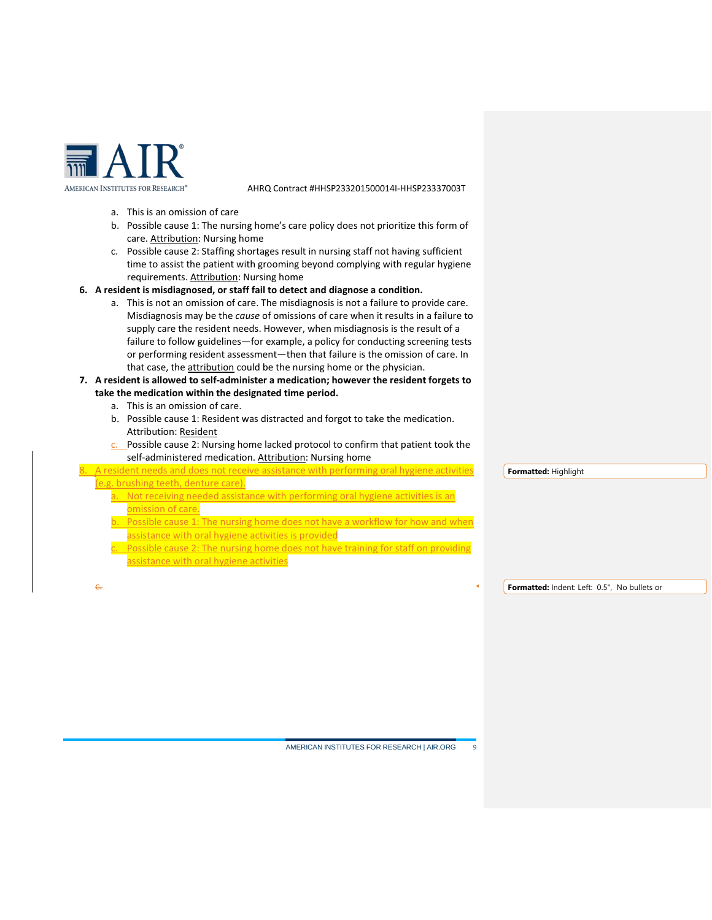a. This is an omission of care
   b. Possible cause 1: The nursing home's care policy does not prioritize this form of care. Attribution: Nursing home
   c. Possible cause 2: Staffing shortages result in nursing staff not having sufficient time to assist the patient with grooming beyond complying with regular hygiene requirements. Attribution: Nursing home

6. **A resident is misdiagnosed, or staff fail to detect and diagnose a condition.**
   a. This is not an omission of care. The misdiagnosis is not a failure to provide care. Misdiagnosis may be the *cause* of omissions of care when it results in a failure to supply care the resident needs. However, when misdiagnosis is the result of a failure to follow guidelines—for example, a policy for conducting screening tests or performing resident assessment—then that failure is the omission of care. In that case, the attribution could be the nursing home or the physician.

7. **A resident is allowed to self-administer a medication; however the resident forgets to take the medication within the designated time period.**
   a. This is an omission of care.
   b. Possible cause 1: Resident was distracted and forgot to take the medication. Attribution: Resident
   c. Possible cause 2: Nursing home lacked protocol to confirm that patient took the self-administered medication. Attribution: Nursing home

8. A resident needs and does not receive assistance with performing oral hygiene activities (e.g. brushing teeth, denture care).
   a. Not receiving needed assistance with performing oral hygiene activities is an omission of care.
   b. Possible cause 1: The nursing home does not have a workflow for how and when assistance with oral hygiene activities is provided
   c. Possible cause 2: The nursing home does not have training for staff on providing assistance with oral hygiene activities

Formatted: Highlight

Formatted: Indent: Left: 0.5", No bullets or